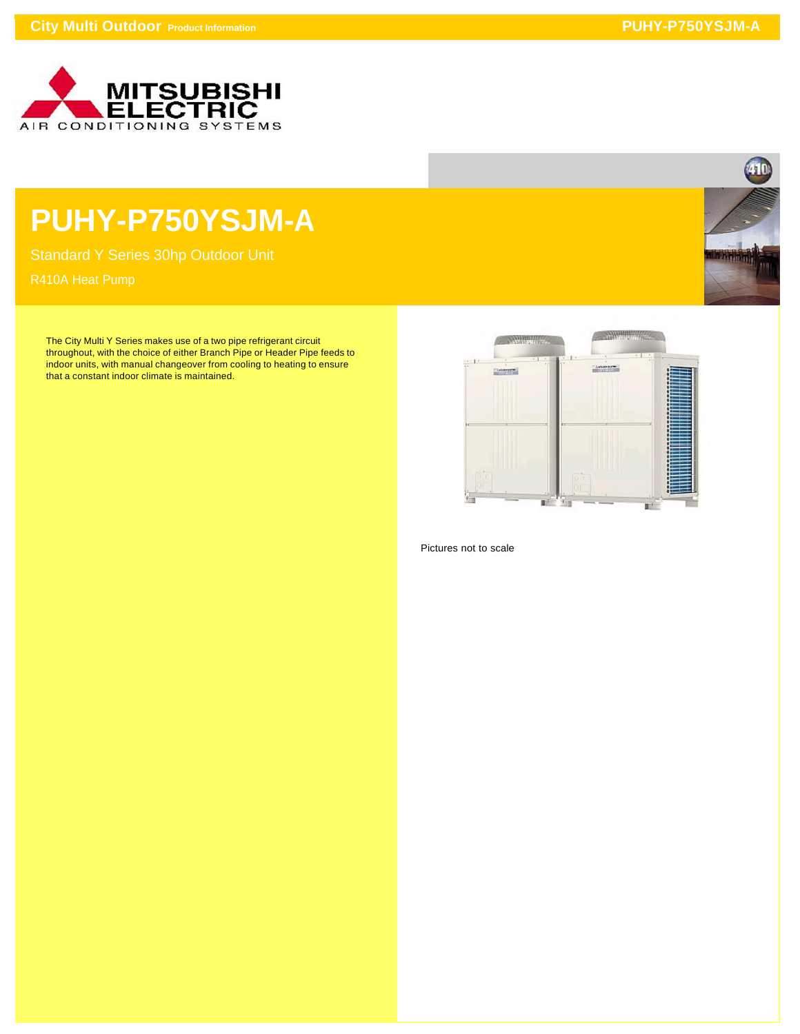# PUHY-P750YSJM-A

Standard Y Series 30hp Outdoor Unit

R410A Heat Pump

The City Multi Y Series makes use of a two pipe refrigerant circuit throughout, with the choice of either Branch Pipe or Header Pipe feeds to indoor units, with manual changeover from cooling to heating to ensure that a constant indoor climate is maintained.

Pictures not to scale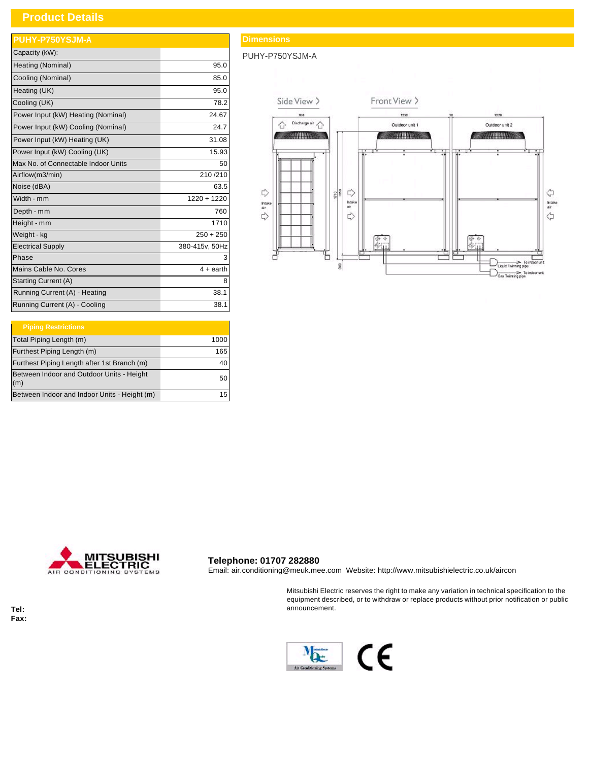# Product Details

| PUHY-P750YSJM-A | |
|---|---|
| Capacity (kW): | |
| Heating (Nominal) | 95.0 |
| Cooling (Nominal) | 85.0 |
| Heating (UK) | 95.0 |
| Cooling (UK) | 78.2 |
| Power Input (kW) Heating (Nominal) | 24.67 |
| Power Input (kW) Cooling (Nominal) | 24.7 |
| Power Input (kW) Heating (UK) | 31.08 |
| Power Input (kW) Cooling (UK) | 15.93 |
| Max No. of Connectable Indoor Units | 50 |
| Airflow(m3/min) | 210 /210 |
| Noise (dBA) | 63.5 |
| Width - mm | 1220 + 1220 |
| Depth - mm | 760 |
| Height - mm | 1710 |
| Weight - kg | 250 + 250 |
| Electrical Supply | 380-415v, 50Hz |
| Phase | 3 |
| Mains Cable No. Cores | 4 + earth |
| Starting Current (A) | 8 |
| Running Current (A) - Heating | 38.1 |
| Running Current (A) - Cooling | 38.1 |

| Piping Restrictions | |
|---|---|
| Total Piping Length (m) | 1000 |
| Furthest Piping Length (m) | 165 |
| Furthest Piping Length after 1st Branch (m) | 40 |
| Between Indoor and Outdoor Units - Height (m) | 50 |
| Between Indoor and Indoor Units - Height (m) | 15 |

## Dimensions

PUHY-P750YSJM-A

Side View
Front View
760
1220
30
1220
Discharge air
Outdoor unit 1
Outdoor unit 2
Intake air
Intake air
Intake air
1710
1650
To indoor unit
Liquid Twinning pipe
To indoor unit
Gas Twinning pipe

**Telephone: 01707 282880**
Email: air.conditioning@meuk.mee.com Website: http://www.mitsubishielectric.co.uk/aircon

Mitsubishi Electric reserves the right to make any variation in technical specification to the equipment described, or to withdraw or replace products without prior notification or public announcement.

**Tel:**
**Fax:**